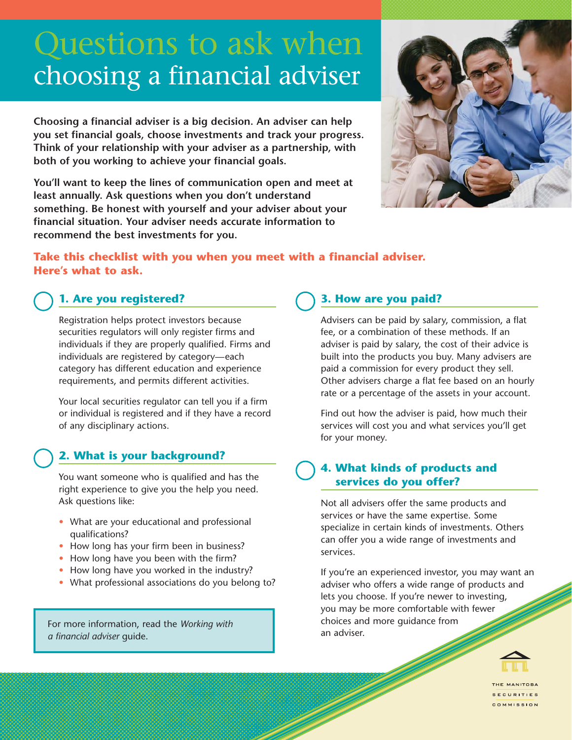# Questions to ask when choosing a financial adviser

**Choosing a financial adviser is a big decision. An adviser can help you set financial goals, choose investments and track your progress. Think of your relationship with your adviser as a partnership, with both of you working to achieve your financial goals.**

**You'll want to keep the lines of communication open and meet at least annually. Ask questions when you don't understand something. Be honest with yourself and your adviser about your financial situation. Your adviser needs accurate information to recommend the best investments for you.**

**Take this checklist with you when you meet with a financial adviser. Here's what to ask.**

## 1. Are you registered?

Registration helps protect investors because securities regulators will only register firms and individuals if they are properly qualified. Firms and individuals are registered by category—each category has different education and experience requirements, and permits different activities.

Your local securities regulator can tell you if a firm or individual is registered and if they have a record of any disciplinary actions.

## 2. What is your background?

You want someone who is qualified and has the right experience to give you the help you need. Ask questions like:

- What are your educational and professional qualifications?
- How long has your firm been in business?
- How long have you been with the firm?
- How long have you worked in the industry?
- What professional associations do you belong to?

For more information, read the *Working with a financial adviser* guide.

## 3. How are you paid?

Advisers can be paid by salary, commission, a flat fee, or a combination of these methods. If an adviser is paid by salary, the cost of their advice is built into the products you buy. Many advisers are paid a commission for every product they sell. Other advisers charge a flat fee based on an hourly rate or a percentage of the assets in your account.

Find out how the adviser is paid, how much their services will cost you and what services you'll get for your money.

## 4. What kinds of products and services do you offer?

Not all advisers offer the same products and services or have the same expertise. Some specialize in certain kinds of investments. Others can offer you a wide range of investments and services.

If you're an experienced investor, you may want an adviser who offers a wide range of products and lets you choose. If you're newer to investing, you may be more comfortable with fewer choices and more guidance from an adviser.

THE MANITOBA SECURITIES COMMISSION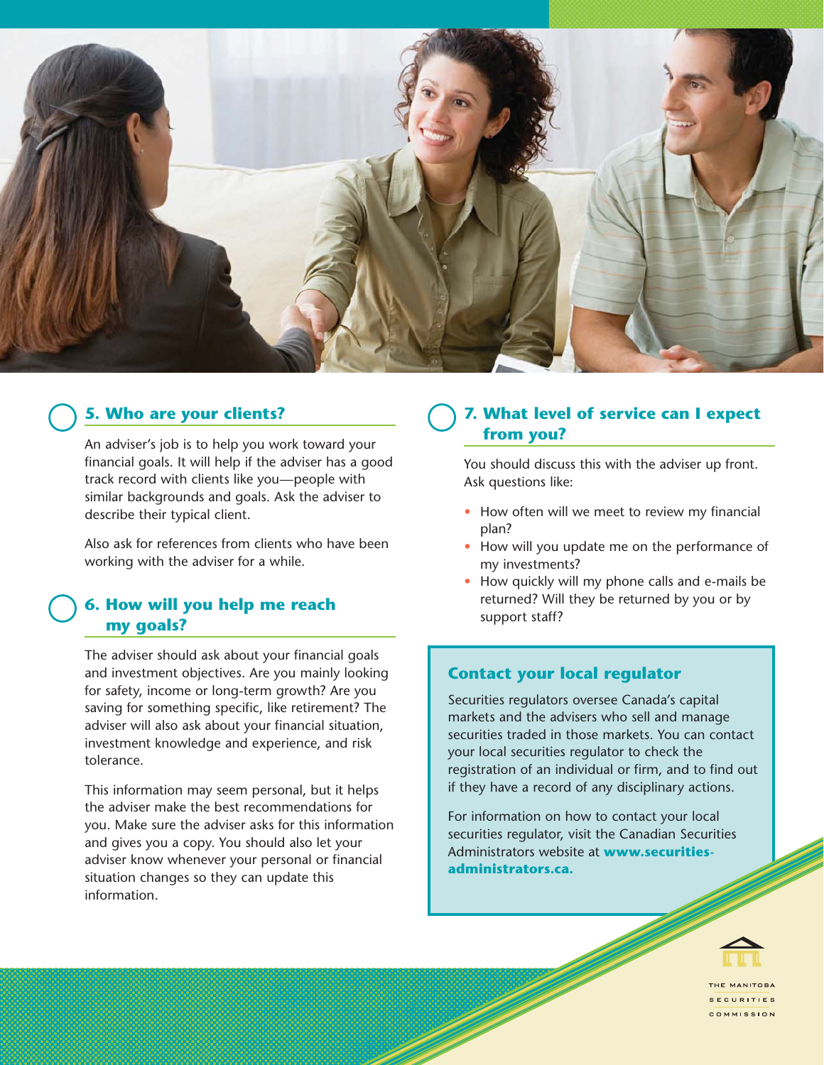## 5. Who are your clients?

An adviser's job is to help you work toward your financial goals. It will help if the adviser has a good track record with clients like you—people with similar backgrounds and goals. Ask the adviser to describe their typical client.

Also ask for references from clients who have been working with the adviser for a while.

## 6. How will you help me reach my goals?

The adviser should ask about your financial goals and investment objectives. Are you mainly looking for safety, income or long-term growth? Are you saving for something specific, like retirement? The adviser will also ask about your financial situation, investment knowledge and experience, and risk tolerance.

This information may seem personal, but it helps the adviser make the best recommendations for you. Make sure the adviser asks for this information and gives you a copy. You should also let your adviser know whenever your personal or financial situation changes so they can update this information.

## 7. What level of service can I expect from you?

You should discuss this with the adviser up front. Ask questions like:

- How often will we meet to review my financial plan?
- How will you update me on the performance of my investments?
- How quickly will my phone calls and e-mails be returned? Will they be returned by you or by support staff?

### Contact your local regulator

Securities regulators oversee Canada's capital markets and the advisers who sell and manage securities traded in those markets. You can contact your local securities regulator to check the registration of an individual or firm, and to find out if they have a record of any disciplinary actions.

For information on how to contact your local securities regulator, visit the Canadian Securities Administrators website at **www.securities-administrators.ca.**

THE MANITOBA SECURITIES COMMISSION